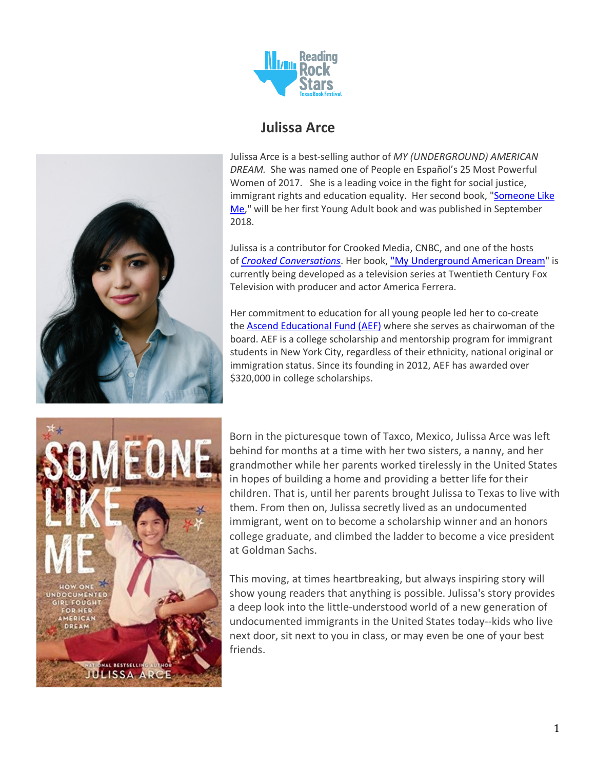# Julissa Arce

Julissa Arce is a best-selling author of *MY (UNDERGROUND) AMERICAN DREAM.* She was named one of People en Español's 25 Most Powerful Women of 2017. She is a leading voice in the fight for social justice, immigrant rights and education equality. Her second book, "Someone Like Me," will be her first Young Adult book and was published in September 2018.

Julissa is a contributor for Crooked Media, CNBC, and one of the hosts of *Crooked Conversations*. Her book, "My Underground American Dream" is currently being developed as a television series at Twentieth Century Fox Television with producer and actor America Ferrera.

Her commitment to education for all young people led her to co-create the Ascend Educational Fund (AEF) where she serves as chairwoman of the board. AEF is a college scholarship and mentorship program for immigrant students in New York City, regardless of their ethnicity, national original or immigration status. Since its founding in 2012, AEF has awarded over $320,000 in college scholarships.

Born in the picturesque town of Taxco, Mexico, Julissa Arce was left behind for months at a time with her two sisters, a nanny, and her grandmother while her parents worked tirelessly in the United States in hopes of building a home and providing a better life for their children. That is, until her parents brought Julissa to Texas to live with them. From then on, Julissa secretly lived as an undocumented immigrant, went on to become a scholarship winner and an honors college graduate, and climbed the ladder to become a vice president at Goldman Sachs.

This moving, at times heartbreaking, but always inspiring story will show young readers that anything is possible. Julissa's story provides a deep look into the little-understood world of a new generation of undocumented immigrants in the United States today--kids who live next door, sit next to you in class, or may even be one of your best friends.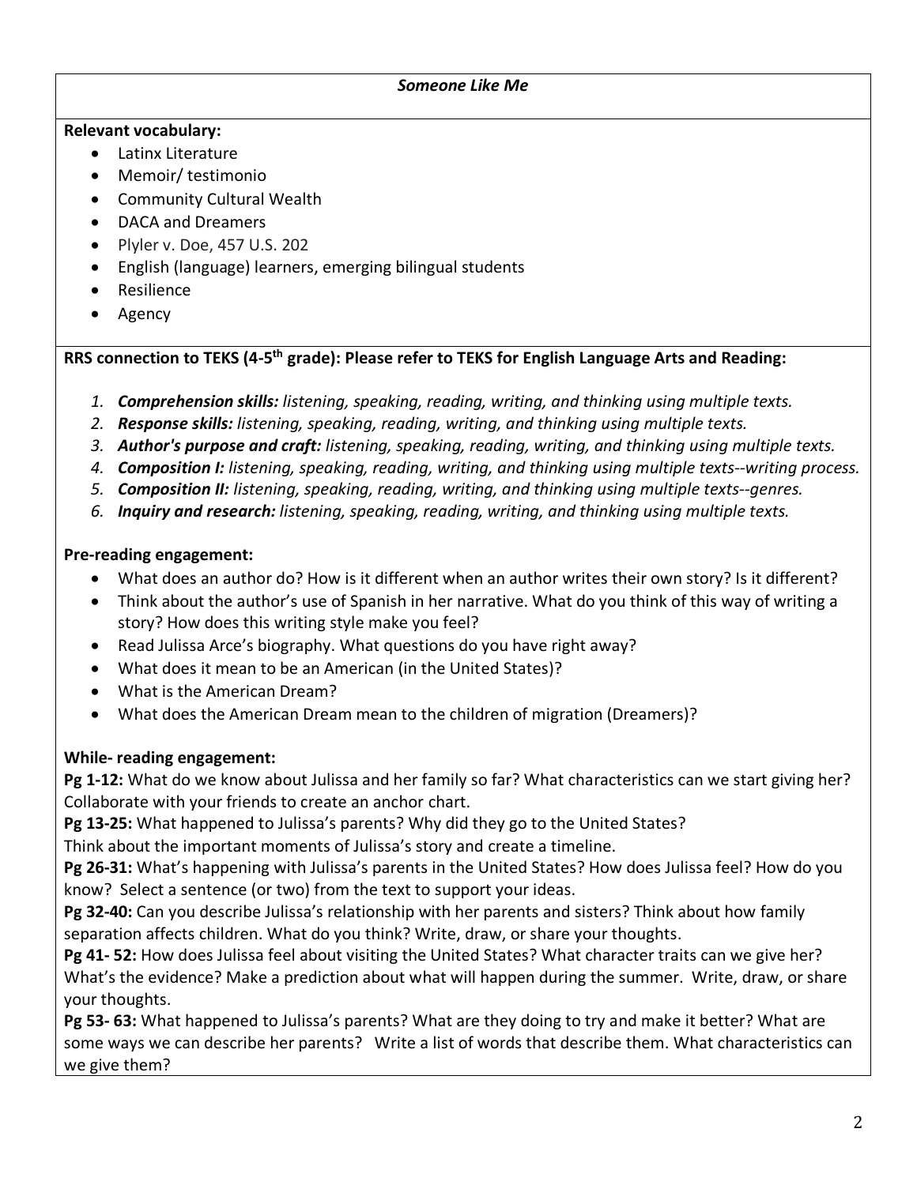***Someone Like Me***

**Relevant vocabulary:**

- Latinx Literature
- Memoir/ testimonio
- Community Cultural Wealth
- DACA and Dreamers
- Plyler v. Doe, 457 U.S. 202
- English (language) learners, emerging bilingual students
- Resilience
- Agency

**RRS connection to TEKS (4-5th grade): Please refer to TEKS for English Language Arts and Reading:**

1. ***Comprehension skills:*** *listening, speaking, reading, writing, and thinking using multiple texts.*
2. ***Response skills:*** *listening, speaking, reading, writing, and thinking using multiple texts.*
3. ***Author's purpose and craft:*** *listening, speaking, reading, writing, and thinking using multiple texts.*
4. ***Composition I:*** *listening, speaking, reading, writing, and thinking using multiple texts--writing process.*
5. ***Composition II:*** *listening, speaking, reading, writing, and thinking using multiple texts--genres.*
6. ***Inquiry and research:*** *listening, speaking, reading, writing, and thinking using multiple texts.*

**Pre-reading engagement:**

- What does an author do? How is it different when an author writes their own story? Is it different?
- Think about the author's use of Spanish in her narrative. What do you think of this way of writing a story? How does this writing style make you feel?
- Read Julissa Arce's biography. What questions do you have right away?
- What does it mean to be an American (in the United States)?
- What is the American Dream?
- What does the American Dream mean to the children of migration (Dreamers)?

**While- reading engagement:**

**Pg 1-12:** What do we know about Julissa and her family so far? What characteristics can we start giving her? Collaborate with your friends to create an anchor chart.

**Pg 13-25:** What happened to Julissa's parents? Why did they go to the United States?
Think about the important moments of Julissa's story and create a timeline.

**Pg 26-31:** What's happening with Julissa's parents in the United States? How does Julissa feel? How do you know? Select a sentence (or two) from the text to support your ideas.

**Pg 32-40:** Can you describe Julissa's relationship with her parents and sisters? Think about how family separation affects children. What do you think? Write, draw, or share your thoughts.

**Pg 41- 52:** How does Julissa feel about visiting the United States? What character traits can we give her? What's the evidence? Make a prediction about what will happen during the summer. Write, draw, or share your thoughts.

**Pg 53- 63:** What happened to Julissa's parents? What are they doing to try and make it better? What are some ways we can describe her parents? Write a list of words that describe them. What characteristics can we give them?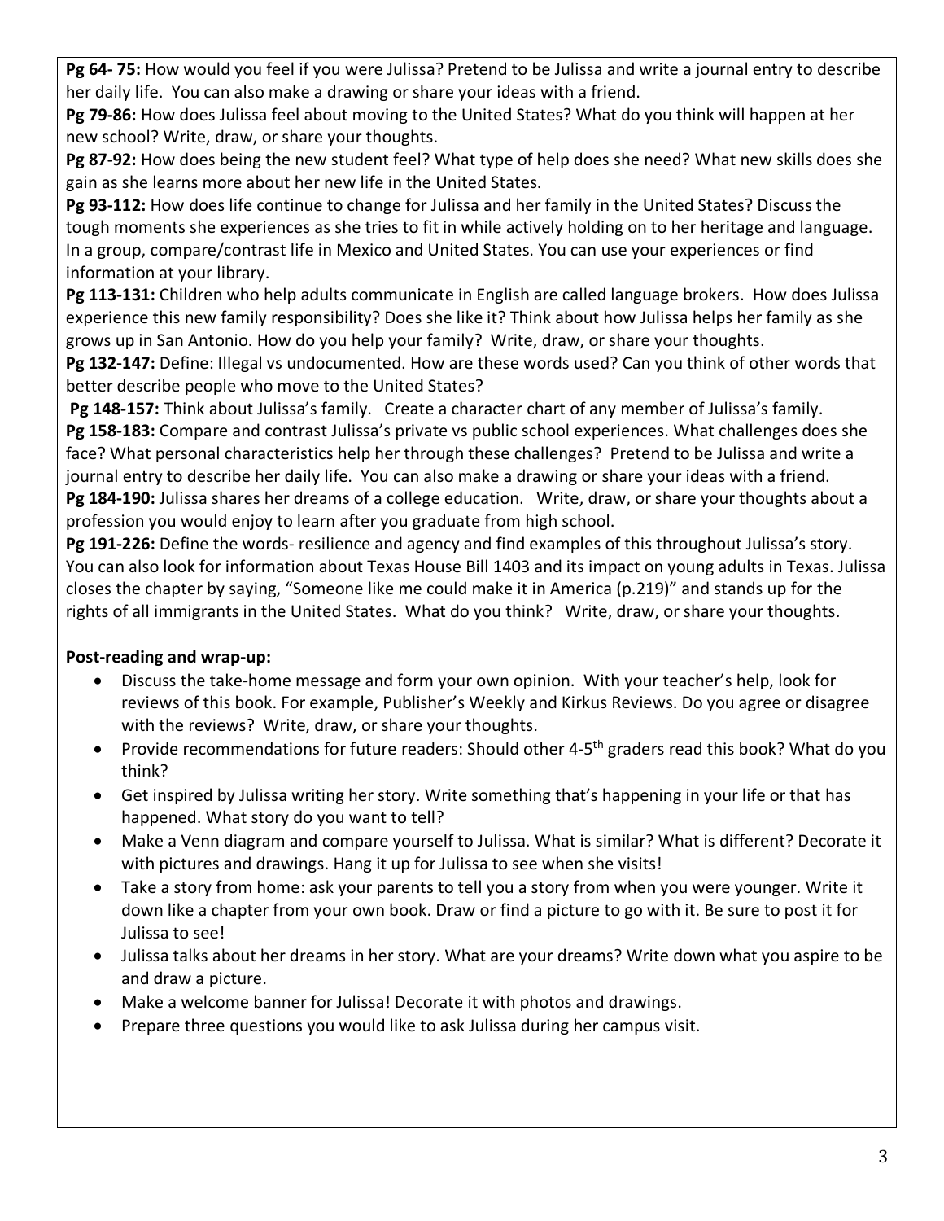**Pg 64- 75:** How would you feel if you were Julissa? Pretend to be Julissa and write a journal entry to describe her daily life. You can also make a drawing or share your ideas with a friend.

**Pg 79-86:** How does Julissa feel about moving to the United States? What do you think will happen at her new school? Write, draw, or share your thoughts.

**Pg 87-92:** How does being the new student feel? What type of help does she need? What new skills does she gain as she learns more about her new life in the United States.

**Pg 93-112:** How does life continue to change for Julissa and her family in the United States? Discuss the tough moments she experiences as she tries to fit in while actively holding on to her heritage and language. In a group, compare/contrast life in Mexico and United States. You can use your experiences or find information at your library.

**Pg 113-131:** Children who help adults communicate in English are called language brokers. How does Julissa experience this new family responsibility? Does she like it? Think about how Julissa helps her family as she grows up in San Antonio. How do you help your family? Write, draw, or share your thoughts.

**Pg 132-147:** Define: Illegal vs undocumented. How are these words used? Can you think of other words that better describe people who move to the United States?

**Pg 148-157:** Think about Julissa's family. Create a character chart of any member of Julissa's family.

**Pg 158-183:** Compare and contrast Julissa's private vs public school experiences. What challenges does she face? What personal characteristics help her through these challenges? Pretend to be Julissa and write a journal entry to describe her daily life. You can also make a drawing or share your ideas with a friend.

**Pg 184-190:** Julissa shares her dreams of a college education. Write, draw, or share your thoughts about a profession you would enjoy to learn after you graduate from high school.

**Pg 191-226:** Define the words- resilience and agency and find examples of this throughout Julissa's story. You can also look for information about Texas House Bill 1403 and its impact on young adults in Texas. Julissa closes the chapter by saying, "Someone like me could make it in America (p.219)" and stands up for the rights of all immigrants in the United States. What do you think? Write, draw, or share your thoughts.

**Post-reading and wrap-up:**

- Discuss the take-home message and form your own opinion. With your teacher's help, look for reviews of this book. For example, Publisher's Weekly and Kirkus Reviews. Do you agree or disagree with the reviews? Write, draw, or share your thoughts.
- Provide recommendations for future readers: Should other 4-5th graders read this book? What do you think?
- Get inspired by Julissa writing her story. Write something that's happening in your life or that has happened. What story do you want to tell?
- Make a Venn diagram and compare yourself to Julissa. What is similar? What is different? Decorate it with pictures and drawings. Hang it up for Julissa to see when she visits!
- Take a story from home: ask your parents to tell you a story from when you were younger. Write it down like a chapter from your own book. Draw or find a picture to go with it. Be sure to post it for Julissa to see!
- Julissa talks about her dreams in her story. What are your dreams? Write down what you aspire to be and draw a picture.
- Make a welcome banner for Julissa! Decorate it with photos and drawings.
- Prepare three questions you would like to ask Julissa during her campus visit.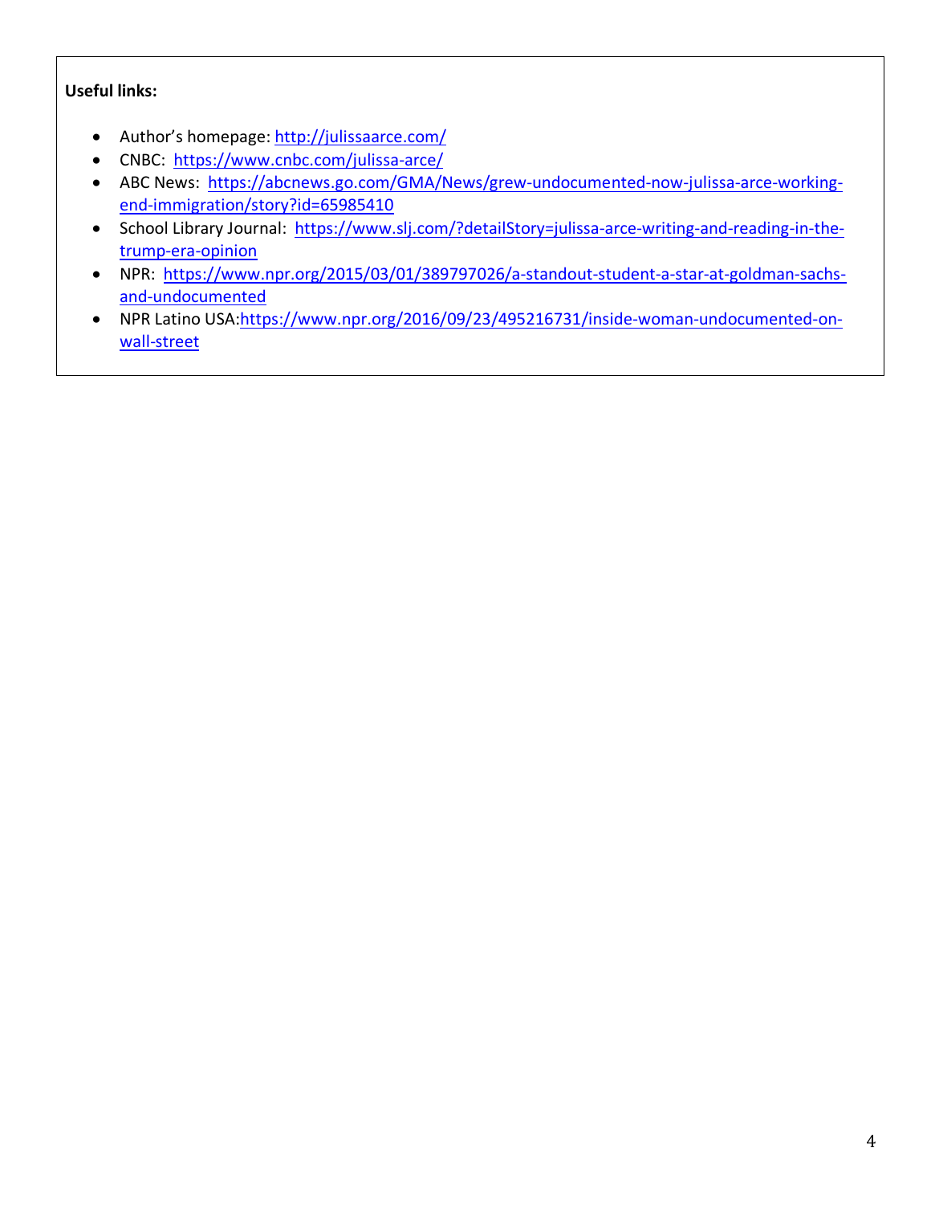**Useful links:**

- Author's homepage: http://julissaarce.com/
- CNBC: https://www.cnbc.com/julissa-arce/
- ABC News: https://abcnews.go.com/GMA/News/grew-undocumented-now-julissa-arce-working-end-immigration/story?id=65985410
- School Library Journal: https://www.slj.com/?detailStory=julissa-arce-writing-and-reading-in-the-trump-era-opinion
- NPR: https://www.npr.org/2015/03/01/389797026/a-standout-student-a-star-at-goldman-sachs-and-undocumented
- NPR Latino USA:https://www.npr.org/2016/09/23/495216731/inside-woman-undocumented-on-wall-street